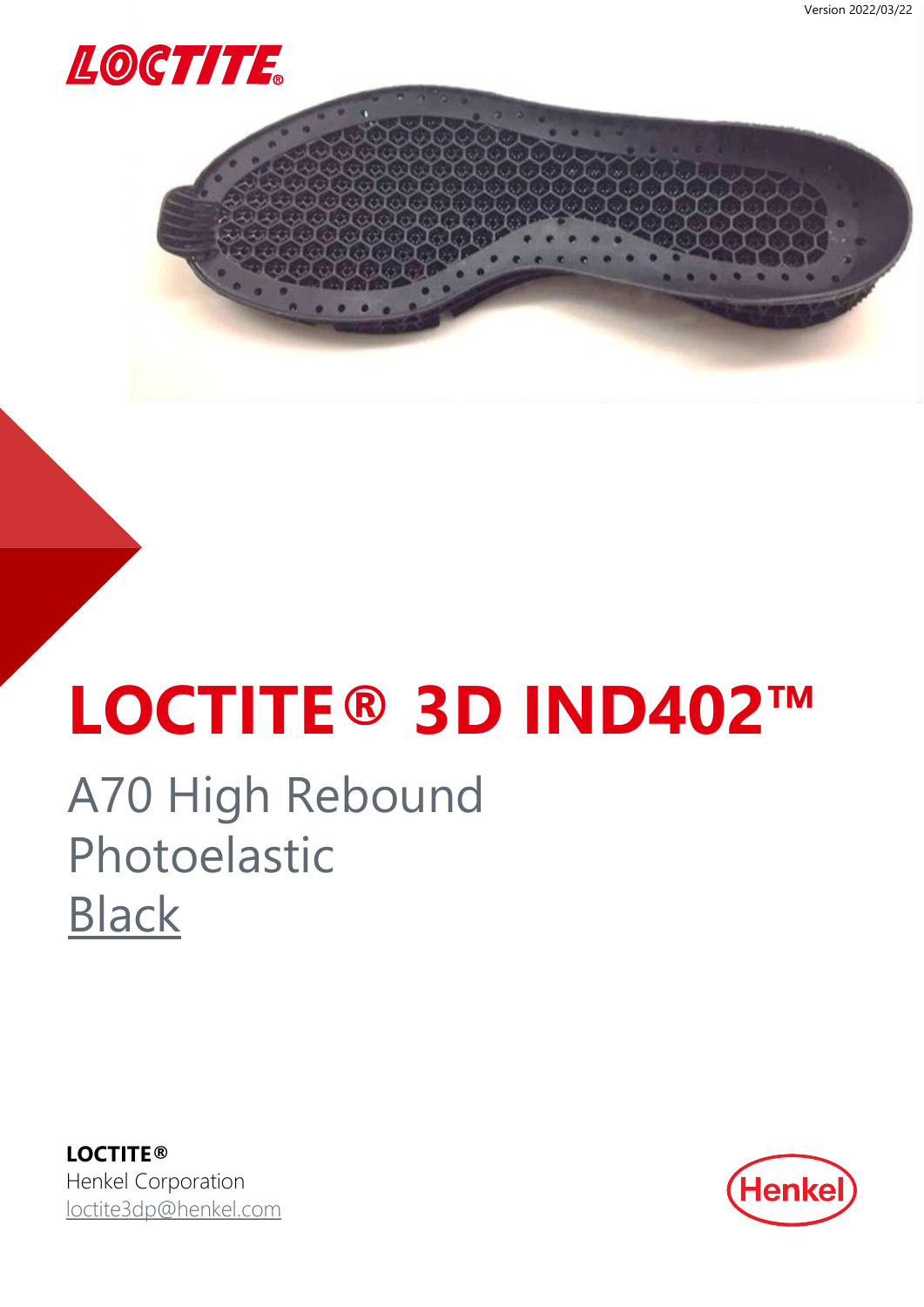Version 2022/03/22

# LOCTITE® 3D IND402™

## A70 High Rebound Photoelastic Black

**LOCTITE®**
Henkel Corporation
loctite3dp@henkel.com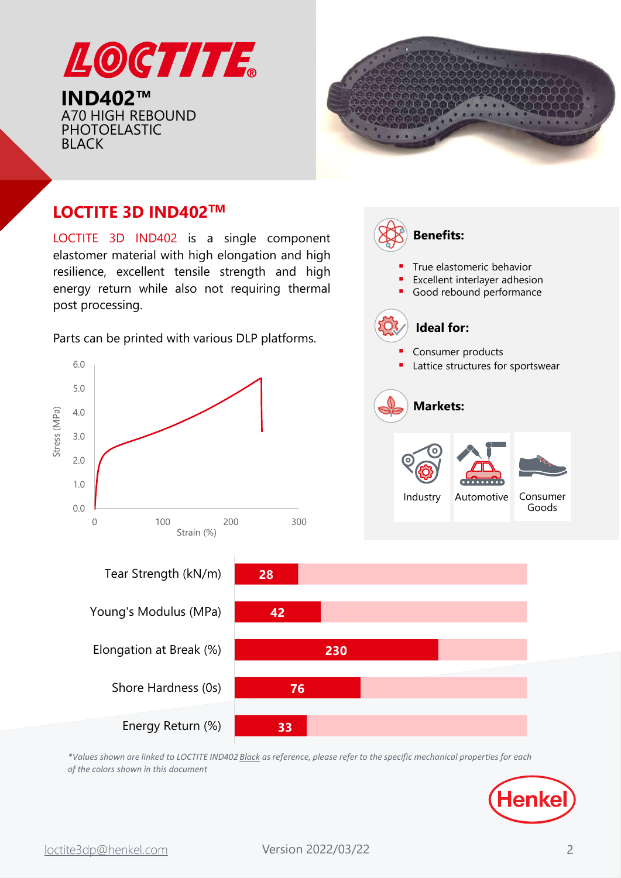# IND402™

A70 HIGH REBOUND PHOTOELASTIC BLACK

## LOCTITE 3D IND402™

LOCTITE 3D IND402 is a single component elastomer material with high elongation and high resilience, excellent tensile strength and high energy return while also not requiring thermal post processing.

Parts can be printed with various DLP platforms.

### Benefits:

- True elastomeric behavior
- Excellent interlayer adhesion
- Good rebound performance

### Ideal for:

- Consumer products
- Lattice structures for sportswear

### Markets:

Industry | Automotive | Consumer Goods

| Property | Value |
|---|---|
| Tear Strength (kN/m) | 28 |
| Young's Modulus (MPa) | 42 |
| Elongation at Break (%) | 230 |
| Shore Hardness (0s) | 76 |
| Energy Return (%) | 33 |

*\*Values shown are linked to LOCTITE IND402 Black as reference, please refer to the specific mechanical properties for each of the colors shown in this document*

loctite3dp@henkel.com

Version 2022/03/22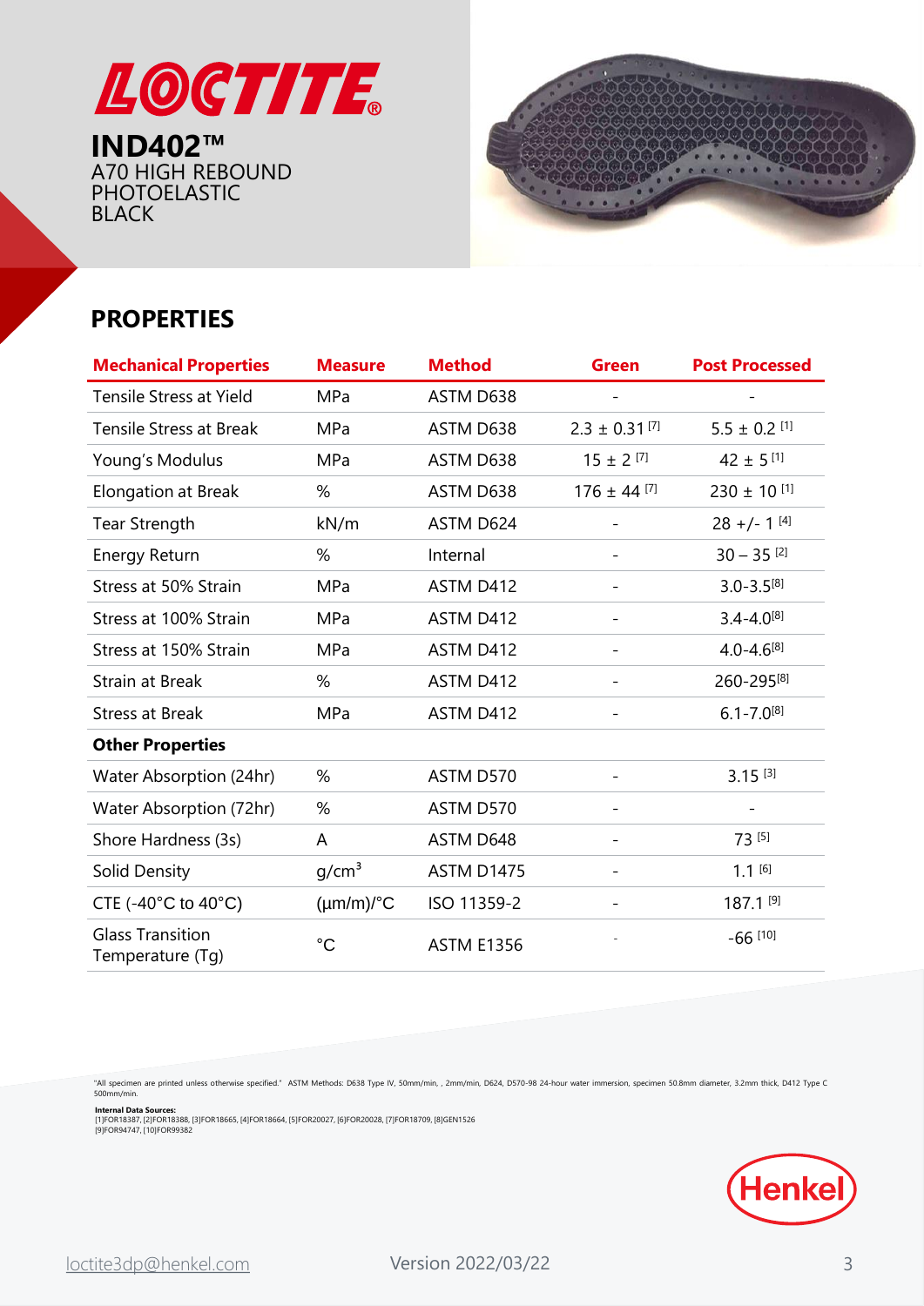# LOCTITE

**IND402™**
A70 HIGH REBOUND PHOTOELASTIC BLACK

## PROPERTIES

| Mechanical Properties | Measure | Method | Green | Post Processed |
|---|---|---|---|---|
| Tensile Stress at Yield | MPa | ASTM D638 | - | - |
| Tensile Stress at Break | MPa | ASTM D638 | 2.3 ± 0.31 [7] | 5.5 ± 0.2 [1] |
| Young's Modulus | MPa | ASTM D638 | 15 ± 2 [7] | 42 ± 5 [1] |
| Elongation at Break | % | ASTM D638 | 176 ± 44 [7] | 230 ± 10 [1] |
| Tear Strength | kN/m | ASTM D624 | - | 28 +/- 1 [4] |
| Energy Return | % | Internal | - | 30 – 35 [2] |
| Stress at 50% Strain | MPa | ASTM D412 | - | 3.0-3.5[8] |
| Stress at 100% Strain | MPa | ASTM D412 | - | 3.4-4.0[8] |
| Stress at 150% Strain | MPa | ASTM D412 | - | 4.0-4.6[8] |
| Strain at Break | % | ASTM D412 | - | 260-295[8] |
| Stress at Break | MPa | ASTM D412 | - | 6.1-7.0[8] |
| **Other Properties** | | | | |
| Water Absorption (24hr) | % | ASTM D570 | - | 3.15 [3] |
| Water Absorption (72hr) | % | ASTM D570 | - | - |
| Shore Hardness (3s) | A | ASTM D648 | - | 73 [5] |
| Solid Density | $g/cm^3$ | ASTM D1475 | - | 1.1 [6] |
| CTE (-40°C to 40°C) | (µm/m)/°C | ISO 11359-2 | - | 187.1 [9] |
| Glass Transition Temperature (Tg) | °C | ASTM E1356 | - | -66 [10] |

"All specimen are printed unless otherwise specified." ASTM Methods: D638 Type IV, 50mm/min, , 2mm/min, D624, D570-98 24-hour water immersion, specimen 50.8mm diameter, 3.2mm thick, D412 Type C 500mm/min.

**Internal Data Sources:**
[1]FOR18387, [2]FOR18388, [3]FOR18665, [4]FOR18664, [5]FOR20027, [6]FOR20028, [7]FOR18709, [8]GEN1526
[9]FOR94747, [10]FOR99382

Henkel

loctite3dp@henkel.com

Version 2022/03/22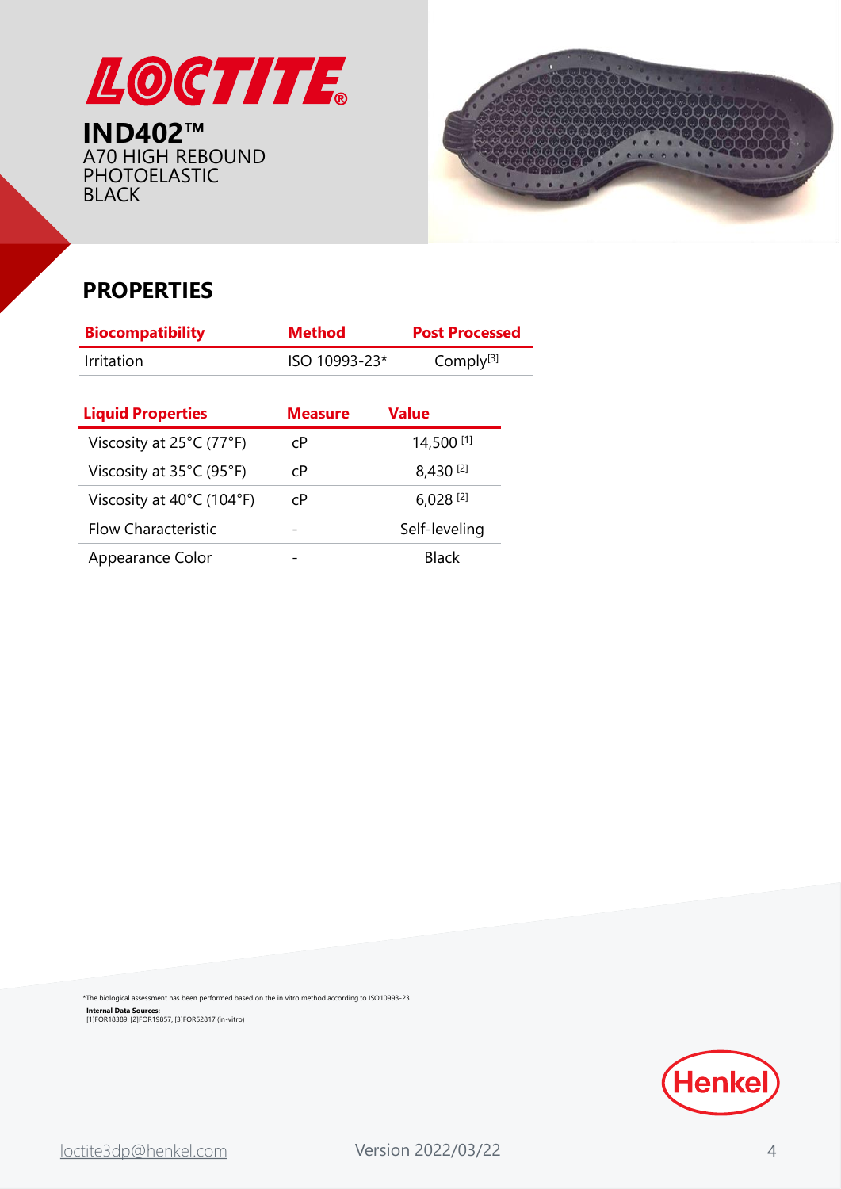**LOCTITE®**

**IND402™**
A70 HIGH REBOUND
PHOTOELASTIC
BLACK

## PROPERTIES

| Biocompatibility | Method | Post Processed |
|---|---|---|
| Irritation | ISO 10993-23* | Comply[3] |

| Liquid Properties | Measure | Value |
|---|---|---|
| Viscosity at 25°C (77°F) | cP | 14,500 [1] |
| Viscosity at 35°C (95°F) | cP | 8,430 [2] |
| Viscosity at 40°C (104°F) | cP | 6,028 [2] |
| Flow Characteristic | - | Self-leveling |
| Appearance Color | - | Black |

*The biological assessment has been performed based on the in vitro method according to ISO10993-23

**Internal Data Sources:**
[1]FOR18389, [2]FOR19857, [3]FOR52817 (in-vitro)

loctite3dp@henkel.com

Version 2022/03/22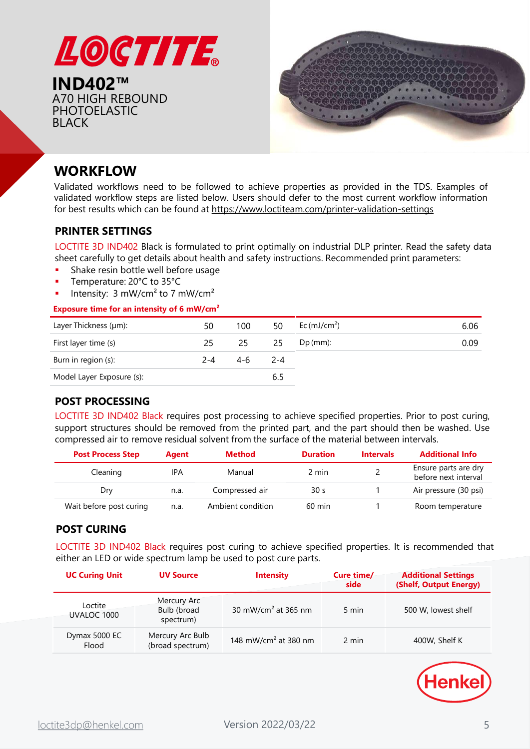# LOCTITE

## IND402™

A70 HIGH REBOUND PHOTOELASTIC BLACK

## WORKFLOW

Validated workflows need to be followed to achieve properties as provided in the TDS. Examples of validated workflow steps are listed below. Users should defer to the most current workflow information for best results which can be found at https://www.loctiteam.com/printer-validation-settings

### PRINTER SETTINGS

LOCTITE 3D IND402 Black is formulated to print optimally on industrial DLP printer. Read the safety data sheet carefully to get details about health and safety instructions. Recommended print parameters:

- Shake resin bottle well before usage
- Temperature: 20°C to 35°C
- Intensity: 3 mW/cm² to 7 mW/cm²

**Exposure time for an intensity of 6 mW/cm²**

| Layer Thickness (µm): | 50 | 100 | 50 |
|---|---|---|---|
| First layer time (s) | 25 | 25 | 25 |
| Burn in region (s): | 2-4 | 4-6 | 2-4 |
| Model Layer Exposure (s): | | | 6.5 |

| Ec (mJ/cm²) | 6.06 |
|---|---|
| Dp (mm): | 0.09 |

### POST PROCESSING

LOCTITE 3D IND402 Black requires post processing to achieve specified properties. Prior to post curing, support structures should be removed from the printed part, and the part should then be washed. Use compressed air to remove residual solvent from the surface of the material between intervals.

| Post Process Step | Agent | Method | Duration | Intervals | Additional Info |
|---|---|---|---|---|---|
| Cleaning | IPA | Manual | 2 min | 2 | Ensure parts are dry before next interval |
| Dry | n.a. | Compressed air | 30 s | 1 | Air pressure (30 psi) |
| Wait before post curing | n.a. | Ambient condition | 60 min | 1 | Room temperature |

### POST CURING

LOCTITE 3D IND402 Black requires post curing to achieve specified properties. It is recommended that either an LED or wide spectrum lamp be used to post cure parts.

| UC Curing Unit | UV Source | Intensity | Cure time/ side | Additional Settings (Shelf, Output Energy) |
|---|---|---|---|---|
| Loctite UVALOC 1000 | Mercury Arc Bulb (broad spectrum) | 30 mW/cm² at 365 nm | 5 min | 500 W, lowest shelf |
| Dymax 5000 EC Flood | Mercury Arc Bulb (broad spectrum) | 148 mW/cm² at 380 nm | 2 min | 400W, Shelf K |

loctite3dp@henkel.com

Version 2022/03/22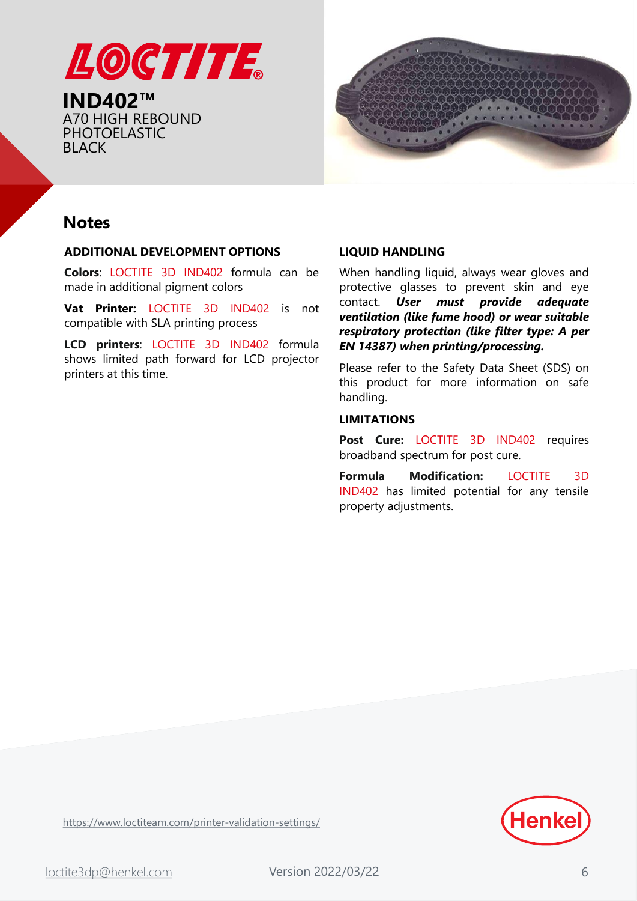LOCTITE®

# IND402™

A70 HIGH REBOUND PHOTOELASTIC BLACK

## Notes

### ADDITIONAL DEVELOPMENT OPTIONS

**Colors**: LOCTITE 3D IND402 formula can be made in additional pigment colors

**Vat Printer:** LOCTITE 3D IND402 is not compatible with SLA printing process

**LCD printers**: LOCTITE 3D IND402 formula shows limited path forward for LCD projector printers at this time.

### LIQUID HANDLING

When handling liquid, always wear gloves and protective glasses to prevent skin and eye contact. ***User must provide adequate ventilation (like fume hood) or wear suitable respiratory protection (like filter type: A per EN 14387) when printing/processing.***

Please refer to the Safety Data Sheet (SDS) on this product for more information on safe handling.

### LIMITATIONS

**Post Cure:** LOCTITE 3D IND402 requires broadband spectrum for post cure.

**Formula Modification:** LOCTITE 3D IND402 has limited potential for any tensile property adjustments.

https://www.loctiteam.com/printer-validation-settings/

loctite3dp@henkel.com

Version 2022/03/22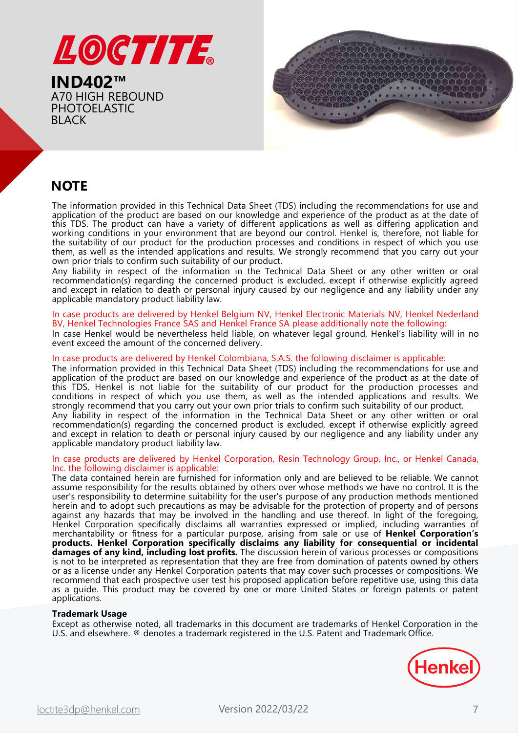**IND402™**
A70 HIGH REBOUND
PHOTOELASTIC
BLACK

## NOTE

The information provided in this Technical Data Sheet (TDS) including the recommendations for use and application of the product are based on our knowledge and experience of the product as at the date of this TDS. The product can have a variety of different applications as well as differing application and working conditions in your environment that are beyond our control. Henkel is, therefore, not liable for the suitability of our product for the production processes and conditions in respect of which you use them, as well as the intended applications and results. We strongly recommend that you carry out your own prior trials to confirm such suitability of our product.
Any liability in respect of the information in the Technical Data Sheet or any other written or oral recommendation(s) regarding the concerned product is excluded, except if otherwise explicitly agreed and except in relation to death or personal injury caused by our negligence and any liability under any applicable mandatory product liability law.

In case products are delivered by Henkel Belgium NV, Henkel Electronic Materials NV, Henkel Nederland BV, Henkel Technologies France SAS and Henkel France SA please additionally note the following:
In case Henkel would be nevertheless held liable, on whatever legal ground, Henkel's liability will in no event exceed the amount of the concerned delivery.

In case products are delivered by Henkel Colombiana, S.A.S. the following disclaimer is applicable:
The information provided in this Technical Data Sheet (TDS) including the recommendations for use and application of the product are based on our knowledge and experience of the product as at the date of this TDS. Henkel is not liable for the suitability of our product for the production processes and conditions in respect of which you use them, as well as the intended applications and results. We strongly recommend that you carry out your own prior trials to confirm such suitability of our product.
Any liability in respect of the information in the Technical Data Sheet or any other written or oral recommendation(s) regarding the concerned product is excluded, except if otherwise explicitly agreed and except in relation to death or personal injury caused by our negligence and any liability under any applicable mandatory product liability law.

In case products are delivered by Henkel Corporation, Resin Technology Group, Inc., or Henkel Canada, Inc. the following disclaimer is applicable:
The data contained herein are furnished for information only and are believed to be reliable. We cannot assume responsibility for the results obtained by others over whose methods we have no control. It is the user's responsibility to determine suitability for the user's purpose of any production methods mentioned herein and to adopt such precautions as may be advisable for the protection of property and of persons against any hazards that may be involved in the handling and use thereof. In light of the foregoing, Henkel Corporation specifically disclaims all warranties expressed or implied, including warranties of merchantability or fitness for a particular purpose, arising from sale or use of **Henkel Corporation's products. Henkel Corporation specifically disclaims any liability for consequential or incidental damages of any kind, including lost profits.** The discussion herein of various processes or compositions is not to be interpreted as representation that they are free from domination of patents owned by others or as a license under any Henkel Corporation patents that may cover such processes or compositions. We recommend that each prospective user test his proposed application before repetitive use, using this data as a guide. This product may be covered by one or more United States or foreign patents or patent applications.

**Trademark Usage**
Except as otherwise noted, all trademarks in this document are trademarks of Henkel Corporation in the U.S. and elsewhere. ® denotes a trademark registered in the U.S. Patent and Trademark Office.

loctite3dp@henkel.com Version 2022/03/22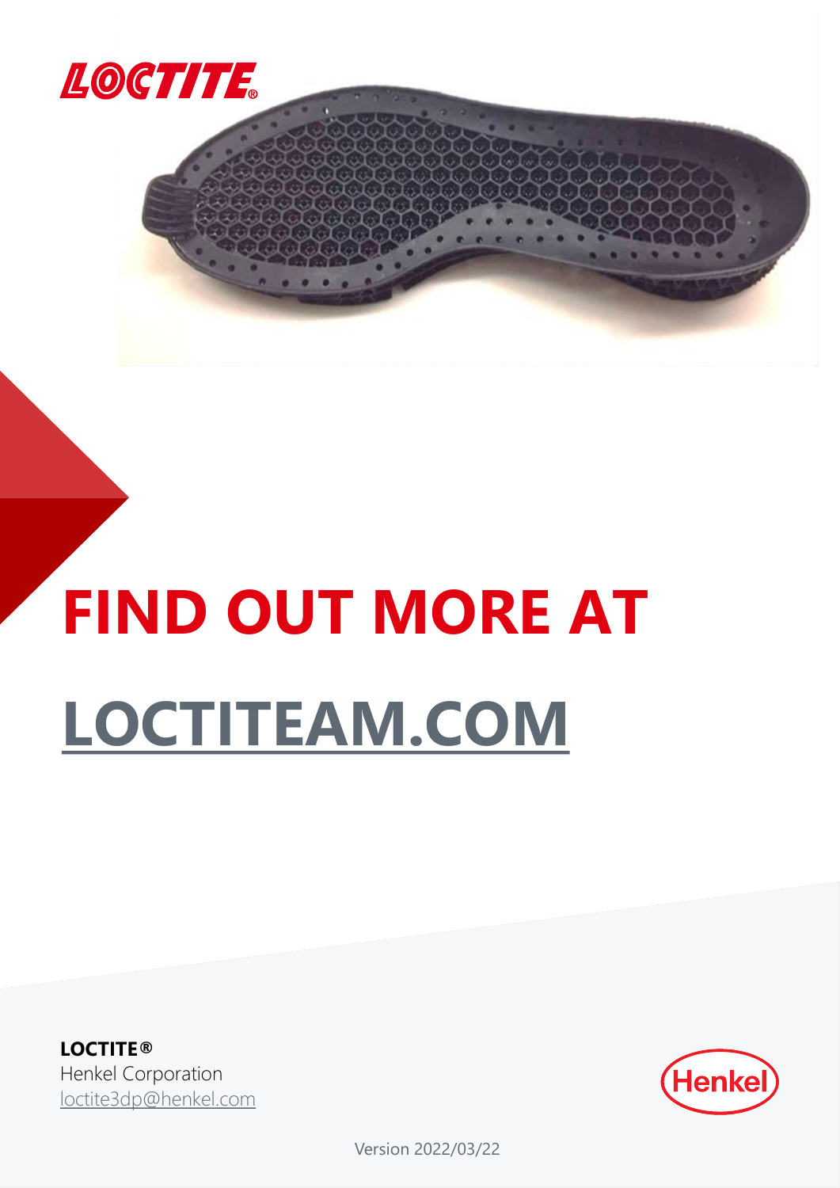# FIND OUT MORE AT

# [LOCTITEAM.COM](https://loctiteam.com)

**LOCTITE®**
Henkel Corporation
loctite3dp@henkel.com

Version 2022/03/22